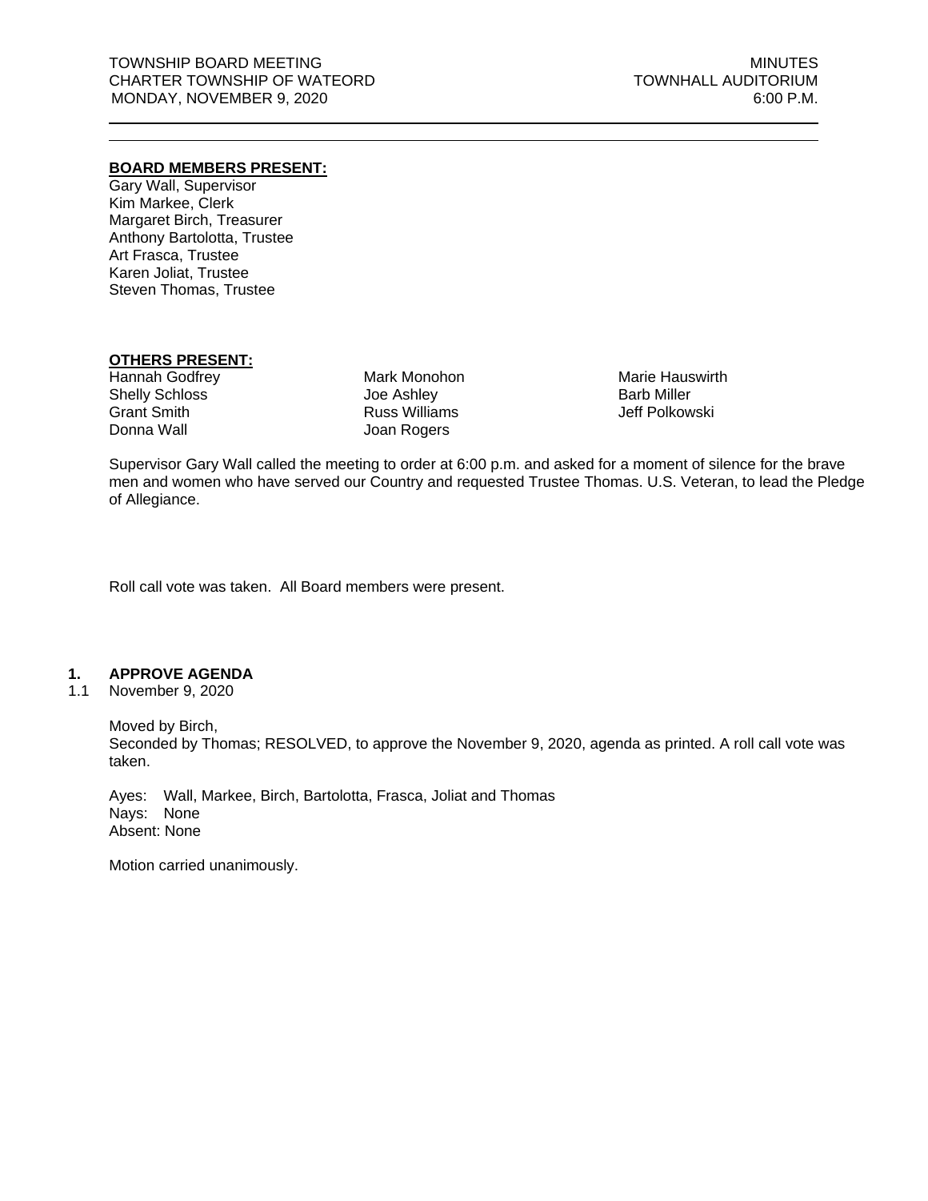TOWNSHIP BOARD MEETING  
CHARTER TOWNSHIP OF WATEORD  
MONDAY, NOVEMBER 9, 2020

MINUTES  
TOWNHALL AUDITORIUM  
6:00 P.M.

---

**BOARD MEMBERS PRESENT:**

Gary Wall, Supervisor  
Kim Markee, Clerk  
Margaret Birch, Treasurer  
Anthony Bartolotta, Trustee  
Art Frasca, Trustee  
Karen Joliat, Trustee  
Steven Thomas, Trustee

**OTHERS PRESENT:**

| | | |
|---|---|---|
| Hannah Godfrey | Mark Monohon | Marie Hauswirth |
| Shelly Schloss | Joe Ashley | Barb Miller |
| Grant Smith | Russ Williams | Jeff Polkowski |
| Donna Wall | Joan Rogers | |

Supervisor Gary Wall called the meeting to order at 6:00 p.m. and asked for a moment of silence for the brave men and women who have served our Country and requested Trustee Thomas. U.S. Veteran, to lead the Pledge of Allegiance.

Roll call vote was taken. All Board members were present.

## 1. APPROVE AGENDA

1.1 November 9, 2020

Moved by Birch,  
Seconded by Thomas; RESOLVED, to approve the November 9, 2020, agenda as printed. A roll call vote was taken.

Ayes: Wall, Markee, Birch, Bartolotta, Frasca, Joliat and Thomas  
Nays: None  
Absent: None

Motion carried unanimously.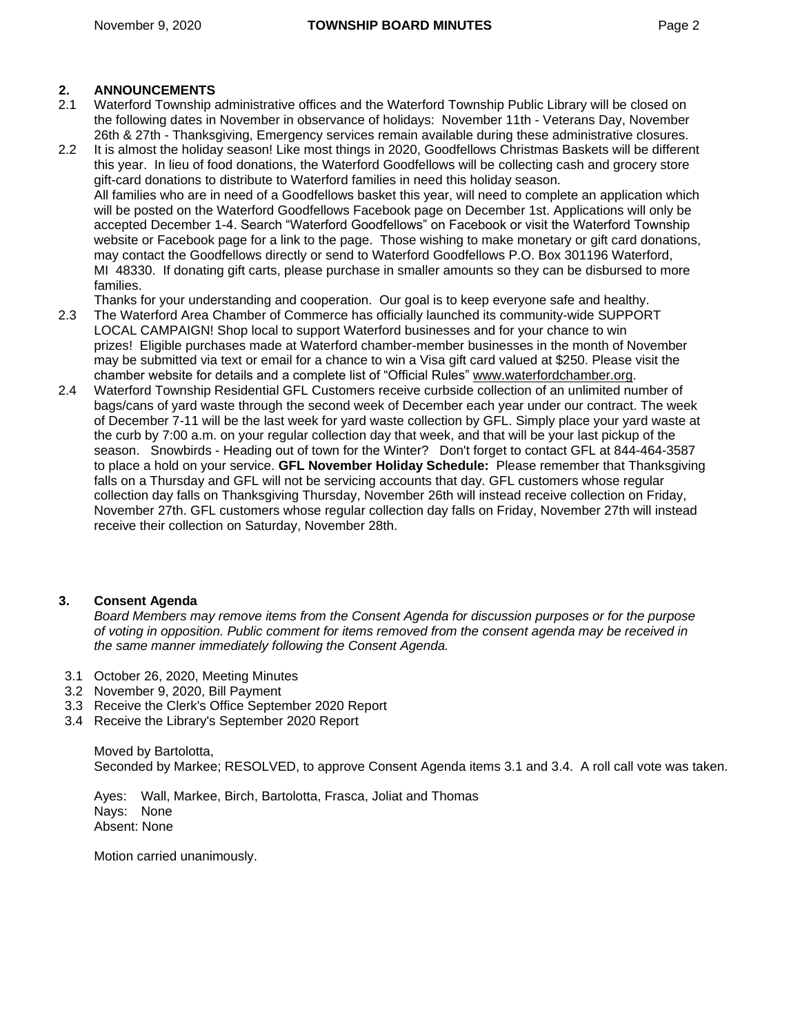## 2. ANNOUNCEMENTS

2.1 Waterford Township administrative offices and the Waterford Township Public Library will be closed on the following dates in November in observance of holidays: November 11th - Veterans Day, November 26th & 27th - Thanksgiving, Emergency services remain available during these administrative closures.

2.2 It is almost the holiday season! Like most things in 2020, Goodfellows Christmas Baskets will be different this year. In lieu of food donations, the Waterford Goodfellows will be collecting cash and grocery store gift-card donations to distribute to Waterford families in need this holiday season.
All families who are in need of a Goodfellows basket this year, will need to complete an application which will be posted on the Waterford Goodfellows Facebook page on December 1st. Applications will only be accepted December 1-4. Search "Waterford Goodfellows" on Facebook or visit the Waterford Township website or Facebook page for a link to the page. Those wishing to make monetary or gift card donations, may contact the Goodfellows directly or send to Waterford Goodfellows P.O. Box 301196 Waterford, MI 48330. If donating gift carts, please purchase in smaller amounts so they can be disbursed to more families.
Thanks for your understanding and cooperation. Our goal is to keep everyone safe and healthy.

2.3 The Waterford Area Chamber of Commerce has officially launched its community-wide SUPPORT LOCAL CAMPAIGN! Shop local to support Waterford businesses and for your chance to win prizes! Eligible purchases made at Waterford chamber-member businesses in the month of November may be submitted via text or email for a chance to win a Visa gift card valued at $250. Please visit the chamber website for details and a complete list of "Official Rules" www.waterfordchamber.org.

2.4 Waterford Township Residential GFL Customers receive curbside collection of an unlimited number of bags/cans of yard waste through the second week of December each year under our contract. The week of December 7-11 will be the last week for yard waste collection by GFL. Simply place your yard waste at the curb by 7:00 a.m. on your regular collection day that week, and that will be your last pickup of the season. Snowbirds - Heading out of town for the Winter? Don't forget to contact GFL at 844-464-3587 to place a hold on your service. **GFL November Holiday Schedule:** Please remember that Thanksgiving falls on a Thursday and GFL will not be servicing accounts that day. GFL customers whose regular collection day falls on Thanksgiving Thursday, November 26th will instead receive collection on Friday, November 27th. GFL customers whose regular collection day falls on Friday, November 27th will instead receive their collection on Saturday, November 28th.

## 3. Consent Agenda

*Board Members may remove items from the Consent Agenda for discussion purposes or for the purpose of voting in opposition. Public comment for items removed from the consent agenda may be received in the same manner immediately following the Consent Agenda.*

3.1 October 26, 2020, Meeting Minutes
3.2 November 9, 2020, Bill Payment
3.3 Receive the Clerk's Office September 2020 Report
3.4 Receive the Library's September 2020 Report

Moved by Bartolotta,
Seconded by Markee; RESOLVED, to approve Consent Agenda items 3.1 and 3.4. A roll call vote was taken.

Ayes: Wall, Markee, Birch, Bartolotta, Frasca, Joliat and Thomas
Nays: None
Absent: None

Motion carried unanimously.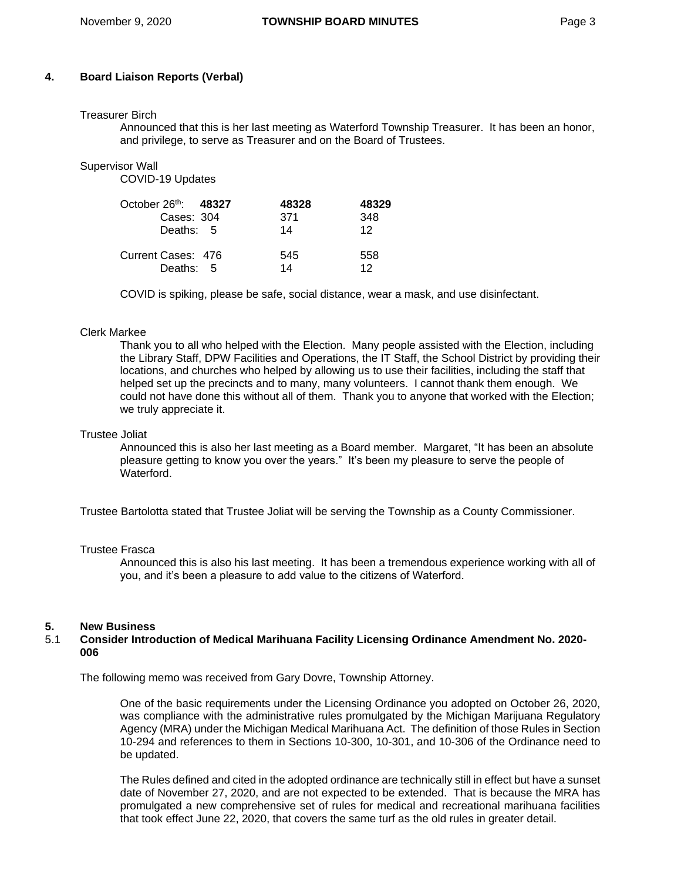## 4. Board Liaison Reports (Verbal)

Treasurer Birch

Announced that this is her last meeting as Waterford Township Treasurer. It has been an honor, and privilege, to serve as Treasurer and on the Board of Trustees.

Supervisor Wall

COVID-19 Updates

| October 26th: | **48327** | **48328** | **48329** |
|---|---|---|---|
| Cases: | 304 | 371 | 348 |
| Deaths: | 5 | 14 | 12 |
| | | | |
| Current Cases: | 476 | 545 | 558 |
| Deaths: | 5 | 14 | 12 |

COVID is spiking, please be safe, social distance, wear a mask, and use disinfectant.

Clerk Markee

Thank you to all who helped with the Election. Many people assisted with the Election, including the Library Staff, DPW Facilities and Operations, the IT Staff, the School District by providing their locations, and churches who helped by allowing us to use their facilities, including the staff that helped set up the precincts and to many, many volunteers. I cannot thank them enough. We could not have done this without all of them. Thank you to anyone that worked with the Election; we truly appreciate it.

Trustee Joliat

Announced this is also her last meeting as a Board member. Margaret, "It has been an absolute pleasure getting to know you over the years." It's been my pleasure to serve the people of Waterford.

Trustee Bartolotta stated that Trustee Joliat will be serving the Township as a County Commissioner.

Trustee Frasca

Announced this is also his last meeting. It has been a tremendous experience working with all of you, and it's been a pleasure to add value to the citizens of Waterford.

## 5. New Business

### 5.1 Consider Introduction of Medical Marihuana Facility Licensing Ordinance Amendment No. 2020-006

The following memo was received from Gary Dovre, Township Attorney.

> One of the basic requirements under the Licensing Ordinance you adopted on October 26, 2020, was compliance with the administrative rules promulgated by the Michigan Marijuana Regulatory Agency (MRA) under the Michigan Medical Marihuana Act. The definition of those Rules in Section 10-294 and references to them in Sections 10-300, 10-301, and 10-306 of the Ordinance need to be updated.
>
> The Rules defined and cited in the adopted ordinance are technically still in effect but have a sunset date of November 27, 2020, and are not expected to be extended. That is because the MRA has promulgated a new comprehensive set of rules for medical and recreational marihuana facilities that took effect June 22, 2020, that covers the same turf as the old rules in greater detail.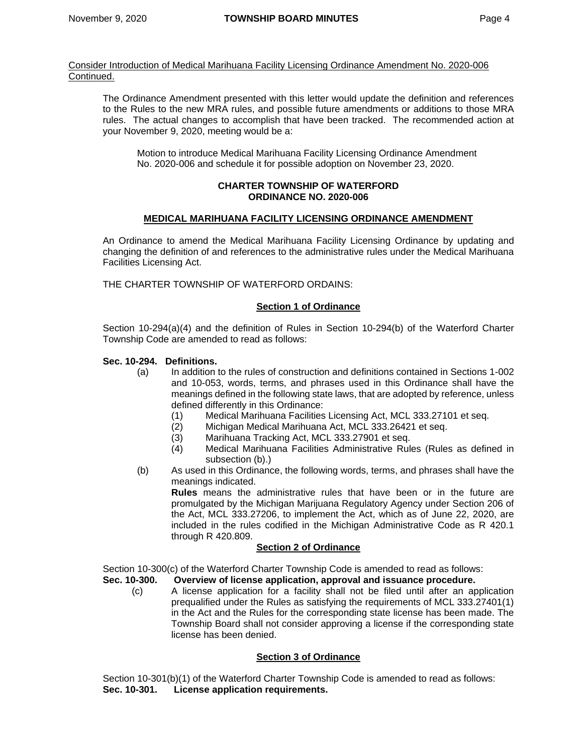Consider Introduction of Medical Marihuana Facility Licensing Ordinance Amendment No. 2020-006 Continued.

The Ordinance Amendment presented with this letter would update the definition and references to the Rules to the new MRA rules, and possible future amendments or additions to those MRA rules. The actual changes to accomplish that have been tracked. The recommended action at your November 9, 2020, meeting would be a:

> Motion to introduce Medical Marihuana Facility Licensing Ordinance Amendment No. 2020-006 and schedule it for possible adoption on November 23, 2020.

**CHARTER TOWNSHIP OF WATERFORD**
**ORDINANCE NO. 2020-006**

**MEDICAL MARIHUANA FACILITY LICENSING ORDINANCE AMENDMENT**

An Ordinance to amend the Medical Marihuana Facility Licensing Ordinance by updating and changing the definition of and references to the administrative rules under the Medical Marihuana Facilities Licensing Act.

THE CHARTER TOWNSHIP OF WATERFORD ORDAINS:

**Section 1 of Ordinance**

Section 10-294(a)(4) and the definition of Rules in Section 10-294(b) of the Waterford Charter Township Code are amended to read as follows:

**Sec. 10-294. Definitions.**

(a) In addition to the rules of construction and definitions contained in Sections 1-002 and 10-053, words, terms, and phrases used in this Ordinance shall have the meanings defined in the following state laws, that are adopted by reference, unless defined differently in this Ordinance:
  (1) Medical Marihuana Facilities Licensing Act, MCL 333.27101 et seq.
  (2) Michigan Medical Marihuana Act, MCL 333.26421 et seq.
  (3) Marihuana Tracking Act, MCL 333.27901 et seq.
  (4) Medical Marihuana Facilities Administrative Rules (Rules as defined in subsection (b).)

(b) As used in this Ordinance, the following words, terms, and phrases shall have the meanings indicated.
**Rules** means the administrative rules that have been or in the future are promulgated by the Michigan Marijuana Regulatory Agency under Section 206 of the Act, MCL 333.27206, to implement the Act, which as of June 22, 2020, are included in the rules codified in the Michigan Administrative Code as R 420.1 through R 420.809.

**Section 2 of Ordinance**

Section 10-300(c) of the Waterford Charter Township Code is amended to read as follows:

**Sec. 10-300. Overview of license application, approval and issuance procedure.**

(c) A license application for a facility shall not be filed until after an application prequalified under the Rules as satisfying the requirements of MCL 333.27401(1) in the Act and the Rules for the corresponding state license has been made. The Township Board shall not consider approving a license if the corresponding state license has been denied.

**Section 3 of Ordinance**

Section 10-301(b)(1) of the Waterford Charter Township Code is amended to read as follows:

**Sec. 10-301. License application requirements.**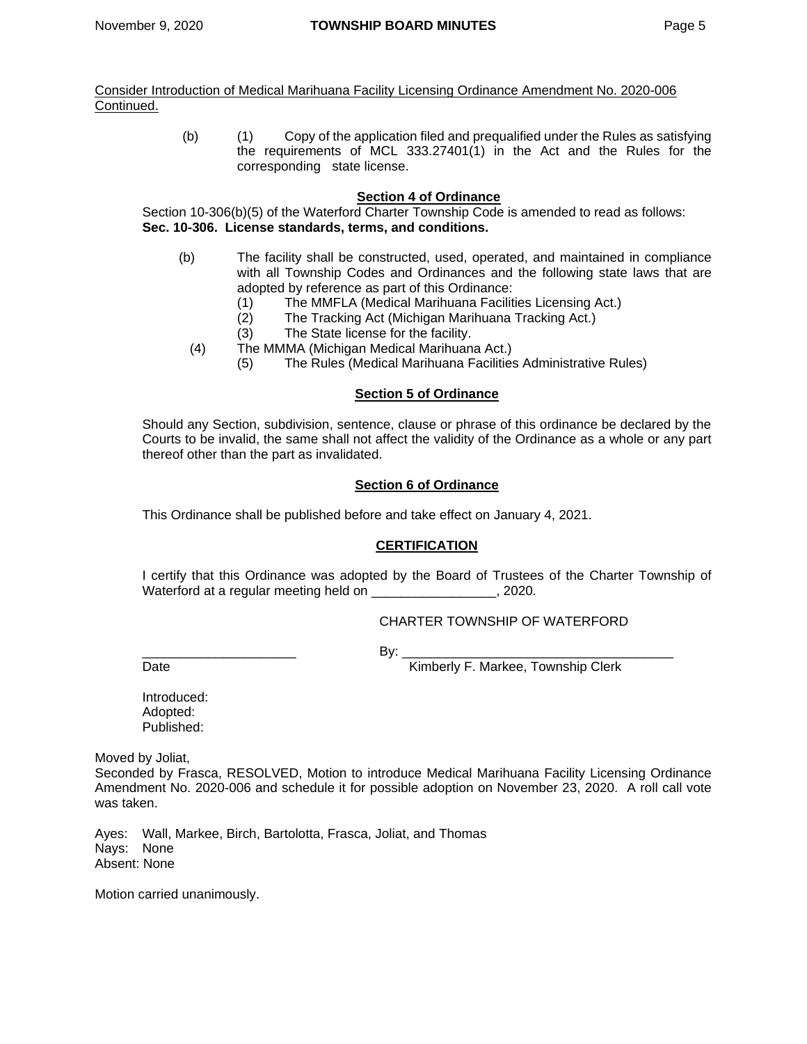Consider Introduction of Medical Marihuana Facility Licensing Ordinance Amendment No. 2020-006 Continued.

(b) (1) Copy of the application filed and prequalified under the Rules as satisfying the requirements of MCL 333.27401(1) in the Act and the Rules for the corresponding state license.

**Section 4 of Ordinance**

Section 10-306(b)(5) of the Waterford Charter Township Code is amended to read as follows:

**Sec. 10-306. License standards, terms, and conditions.**

(b) The facility shall be constructed, used, operated, and maintained in compliance with all Township Codes and Ordinances and the following state laws that are adopted by reference as part of this Ordinance:

(1) The MMFLA (Medical Marihuana Facilities Licensing Act.)
(2) The Tracking Act (Michigan Marihuana Tracking Act.)
(3) The State license for the facility.
(4) The MMMA (Michigan Medical Marihuana Act.)
(5) The Rules (Medical Marihuana Facilities Administrative Rules)

**Section 5 of Ordinance**

Should any Section, subdivision, sentence, clause or phrase of this ordinance be declared by the Courts to be invalid, the same shall not affect the validity of the Ordinance as a whole or any part thereof other than the part as invalidated.

**Section 6 of Ordinance**

This Ordinance shall be published before and take effect on January 4, 2021.

**CERTIFICATION**

I certify that this Ordinance was adopted by the Board of Trustees of the Charter Township of Waterford at a regular meeting held on _________________, 2020.

CHARTER TOWNSHIP OF WATERFORD

_____________________ By: _____________________________________

Date Kimberly F. Markee, Township Clerk

Introduced:
Adopted:
Published:

Moved by Joliat,
Seconded by Frasca, RESOLVED, Motion to introduce Medical Marihuana Facility Licensing Ordinance Amendment No. 2020-006 and schedule it for possible adoption on November 23, 2020. A roll call vote was taken.

Ayes: Wall, Markee, Birch, Bartolotta, Frasca, Joliat, and Thomas
Nays: None
Absent: None

Motion carried unanimously.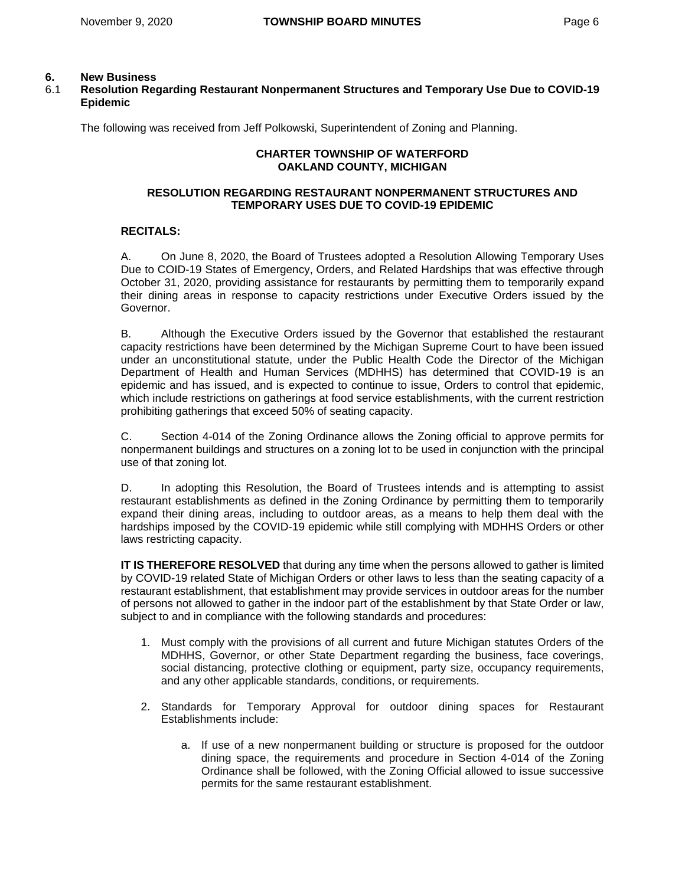## 6. New Business

### 6.1 Resolution Regarding Restaurant Nonpermanent Structures and Temporary Use Due to COVID-19 Epidemic

The following was received from Jeff Polkowski, Superintendent of Zoning and Planning.

**CHARTER TOWNSHIP OF WATERFORD**
**OAKLAND COUNTY, MICHIGAN**

**RESOLUTION REGARDING RESTAURANT NONPERMANENT STRUCTURES AND TEMPORARY USES DUE TO COVID-19 EPIDEMIC**

**RECITALS:**

A. On June 8, 2020, the Board of Trustees adopted a Resolution Allowing Temporary Uses Due to COID-19 States of Emergency, Orders, and Related Hardships that was effective through October 31, 2020, providing assistance for restaurants by permitting them to temporarily expand their dining areas in response to capacity restrictions under Executive Orders issued by the Governor.

B. Although the Executive Orders issued by the Governor that established the restaurant capacity restrictions have been determined by the Michigan Supreme Court to have been issued under an unconstitutional statute, under the Public Health Code the Director of the Michigan Department of Health and Human Services (MDHHS) has determined that COVID-19 is an epidemic and has issued, and is expected to continue to issue, Orders to control that epidemic, which include restrictions on gatherings at food service establishments, with the current restriction prohibiting gatherings that exceed 50% of seating capacity.

C. Section 4-014 of the Zoning Ordinance allows the Zoning official to approve permits for nonpermanent buildings and structures on a zoning lot to be used in conjunction with the principal use of that zoning lot.

D. In adopting this Resolution, the Board of Trustees intends and is attempting to assist restaurant establishments as defined in the Zoning Ordinance by permitting them to temporarily expand their dining areas, including to outdoor areas, as a means to help them deal with the hardships imposed by the COVID-19 epidemic while still complying with MDHHS Orders or other laws restricting capacity.

**IT IS THEREFORE RESOLVED** that during any time when the persons allowed to gather is limited by COVID-19 related State of Michigan Orders or other laws to less than the seating capacity of a restaurant establishment, that establishment may provide services in outdoor areas for the number of persons not allowed to gather in the indoor part of the establishment by that State Order or law, subject to and in compliance with the following standards and procedures:

1. Must comply with the provisions of all current and future Michigan statutes Orders of the MDHHS, Governor, or other State Department regarding the business, face coverings, social distancing, protective clothing or equipment, party size, occupancy requirements, and any other applicable standards, conditions, or requirements.

2. Standards for Temporary Approval for outdoor dining spaces for Restaurant Establishments include:

   a. If use of a new nonpermanent building or structure is proposed for the outdoor dining space, the requirements and procedure in Section 4-014 of the Zoning Ordinance shall be followed, with the Zoning Official allowed to issue successive permits for the same restaurant establishment.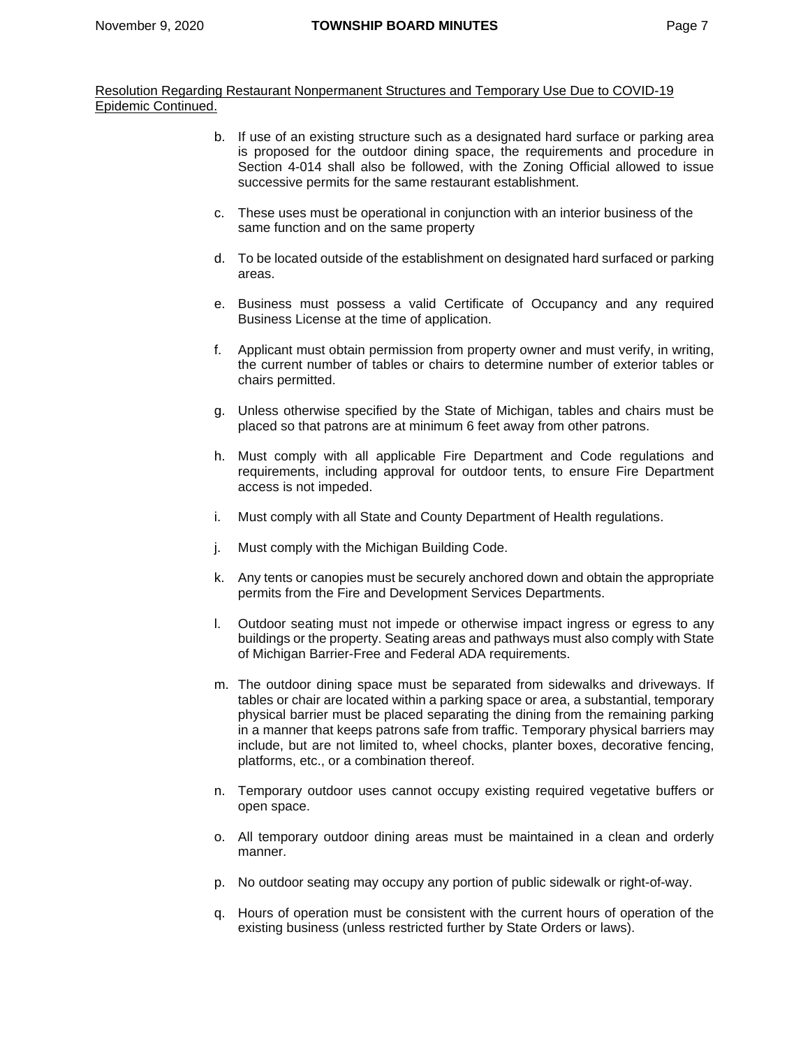Resolution Regarding Restaurant Nonpermanent Structures and Temporary Use Due to COVID-19 Epidemic Continued.

b. If use of an existing structure such as a designated hard surface or parking area is proposed for the outdoor dining space, the requirements and procedure in Section 4-014 shall also be followed, with the Zoning Official allowed to issue successive permits for the same restaurant establishment.

c. These uses must be operational in conjunction with an interior business of the same function and on the same property

d. To be located outside of the establishment on designated hard surfaced or parking areas.

e. Business must possess a valid Certificate of Occupancy and any required Business License at the time of application.

f. Applicant must obtain permission from property owner and must verify, in writing, the current number of tables or chairs to determine number of exterior tables or chairs permitted.

g. Unless otherwise specified by the State of Michigan, tables and chairs must be placed so that patrons are at minimum 6 feet away from other patrons.

h. Must comply with all applicable Fire Department and Code regulations and requirements, including approval for outdoor tents, to ensure Fire Department access is not impeded.

i. Must comply with all State and County Department of Health regulations.

j. Must comply with the Michigan Building Code.

k. Any tents or canopies must be securely anchored down and obtain the appropriate permits from the Fire and Development Services Departments.

l. Outdoor seating must not impede or otherwise impact ingress or egress to any buildings or the property. Seating areas and pathways must also comply with State of Michigan Barrier-Free and Federal ADA requirements.

m. The outdoor dining space must be separated from sidewalks and driveways. If tables or chair are located within a parking space or area, a substantial, temporary physical barrier must be placed separating the dining from the remaining parking in a manner that keeps patrons safe from traffic. Temporary physical barriers may include, but are not limited to, wheel chocks, planter boxes, decorative fencing, platforms, etc., or a combination thereof.

n. Temporary outdoor uses cannot occupy existing required vegetative buffers or open space.

o. All temporary outdoor dining areas must be maintained in a clean and orderly manner.

p. No outdoor seating may occupy any portion of public sidewalk or right-of-way.

q. Hours of operation must be consistent with the current hours of operation of the existing business (unless restricted further by State Orders or laws).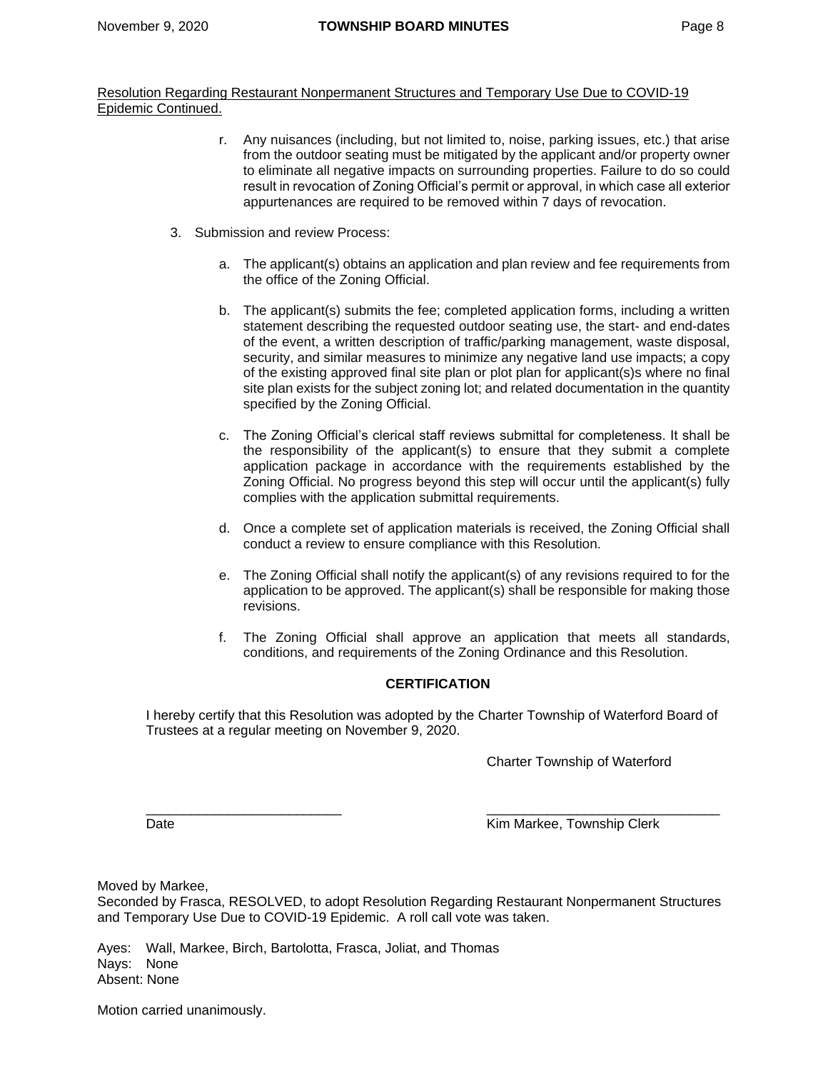Resolution Regarding Restaurant Nonpermanent Structures and Temporary Use Due to COVID-19 Epidemic Continued.

r. Any nuisances (including, but not limited to, noise, parking issues, etc.) that arise from the outdoor seating must be mitigated by the applicant and/or property owner to eliminate all negative impacts on surrounding properties. Failure to do so could result in revocation of Zoning Official's permit or approval, in which case all exterior appurtenances are required to be removed within 7 days of revocation.

3. Submission and review Process:

   a. The applicant(s) obtains an application and plan review and fee requirements from the office of the Zoning Official.

   b. The applicant(s) submits the fee; completed application forms, including a written statement describing the requested outdoor seating use, the start- and end-dates of the event, a written description of traffic/parking management, waste disposal, security, and similar measures to minimize any negative land use impacts; a copy of the existing approved final site plan or plot plan for applicant(s)s where no final site plan exists for the subject zoning lot; and related documentation in the quantity specified by the Zoning Official.

   c. The Zoning Official's clerical staff reviews submittal for completeness. It shall be the responsibility of the applicant(s) to ensure that they submit a complete application package in accordance with the requirements established by the Zoning Official. No progress beyond this step will occur until the applicant(s) fully complies with the application submittal requirements.

   d. Once a complete set of application materials is received, the Zoning Official shall conduct a review to ensure compliance with this Resolution.

   e. The Zoning Official shall notify the applicant(s) of any revisions required to for the application to be approved. The applicant(s) shall be responsible for making those revisions.

   f. The Zoning Official shall approve an application that meets all standards, conditions, and requirements of the Zoning Ordinance and this Resolution.

**CERTIFICATION**

I hereby certify that this Resolution was adopted by the Charter Township of Waterford Board of Trustees at a regular meeting on November 9, 2020.

Charter Township of Waterford

\_\_\_\_\_\_\_\_\_\_\_\_\_\_\_\_\_\_\_\_\_\_\_\_\_\_ \_\_\_\_\_\_\_\_\_\_\_\_\_\_\_\_\_\_\_\_\_\_\_\_\_\_\_\_\_\_\_

Date Kim Markee, Township Clerk

Moved by Markee,
Seconded by Frasca, RESOLVED, to adopt Resolution Regarding Restaurant Nonpermanent Structures and Temporary Use Due to COVID-19 Epidemic. A roll call vote was taken.

Ayes: Wall, Markee, Birch, Bartolotta, Frasca, Joliat, and Thomas
Nays: None
Absent: None

Motion carried unanimously.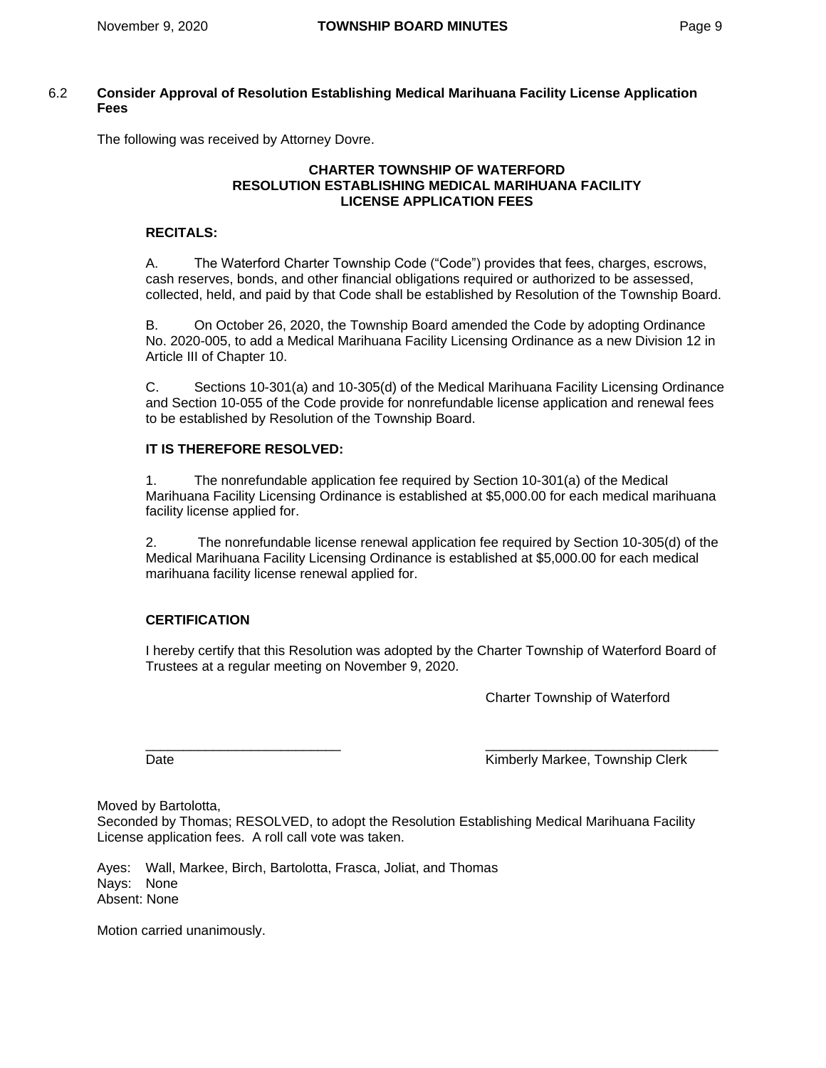### 6.2 Consider Approval of Resolution Establishing Medical Marihuana Facility License Application Fees

The following was received by Attorney Dovre.

**CHARTER TOWNSHIP OF WATERFORD**
**RESOLUTION ESTABLISHING MEDICAL MARIHUANA FACILITY LICENSE APPLICATION FEES**

**RECITALS:**

A. The Waterford Charter Township Code ("Code") provides that fees, charges, escrows, cash reserves, bonds, and other financial obligations required or authorized to be assessed, collected, held, and paid by that Code shall be established by Resolution of the Township Board.

B. On October 26, 2020, the Township Board amended the Code by adopting Ordinance No. 2020-005, to add a Medical Marihuana Facility Licensing Ordinance as a new Division 12 in Article III of Chapter 10.

C. Sections 10-301(a) and 10-305(d) of the Medical Marihuana Facility Licensing Ordinance and Section 10-055 of the Code provide for nonrefundable license application and renewal fees to be established by Resolution of the Township Board.

**IT IS THEREFORE RESOLVED:**

1. The nonrefundable application fee required by Section 10-301(a) of the Medical Marihuana Facility Licensing Ordinance is established at $5,000.00 for each medical marihuana facility license applied for.

2. The nonrefundable license renewal application fee required by Section 10-305(d) of the Medical Marihuana Facility Licensing Ordinance is established at $5,000.00 for each medical marihuana facility license renewal applied for.

**CERTIFICATION**

I hereby certify that this Resolution was adopted by the Charter Township of Waterford Board of Trustees at a regular meeting on November 9, 2020.

Charter Township of Waterford

___________________________ ___________________________
Date Kimberly Markee, Township Clerk

Moved by Bartolotta,
Seconded by Thomas; RESOLVED, to adopt the Resolution Establishing Medical Marihuana Facility License application fees. A roll call vote was taken.

Ayes: Wall, Markee, Birch, Bartolotta, Frasca, Joliat, and Thomas
Nays: None
Absent: None

Motion carried unanimously.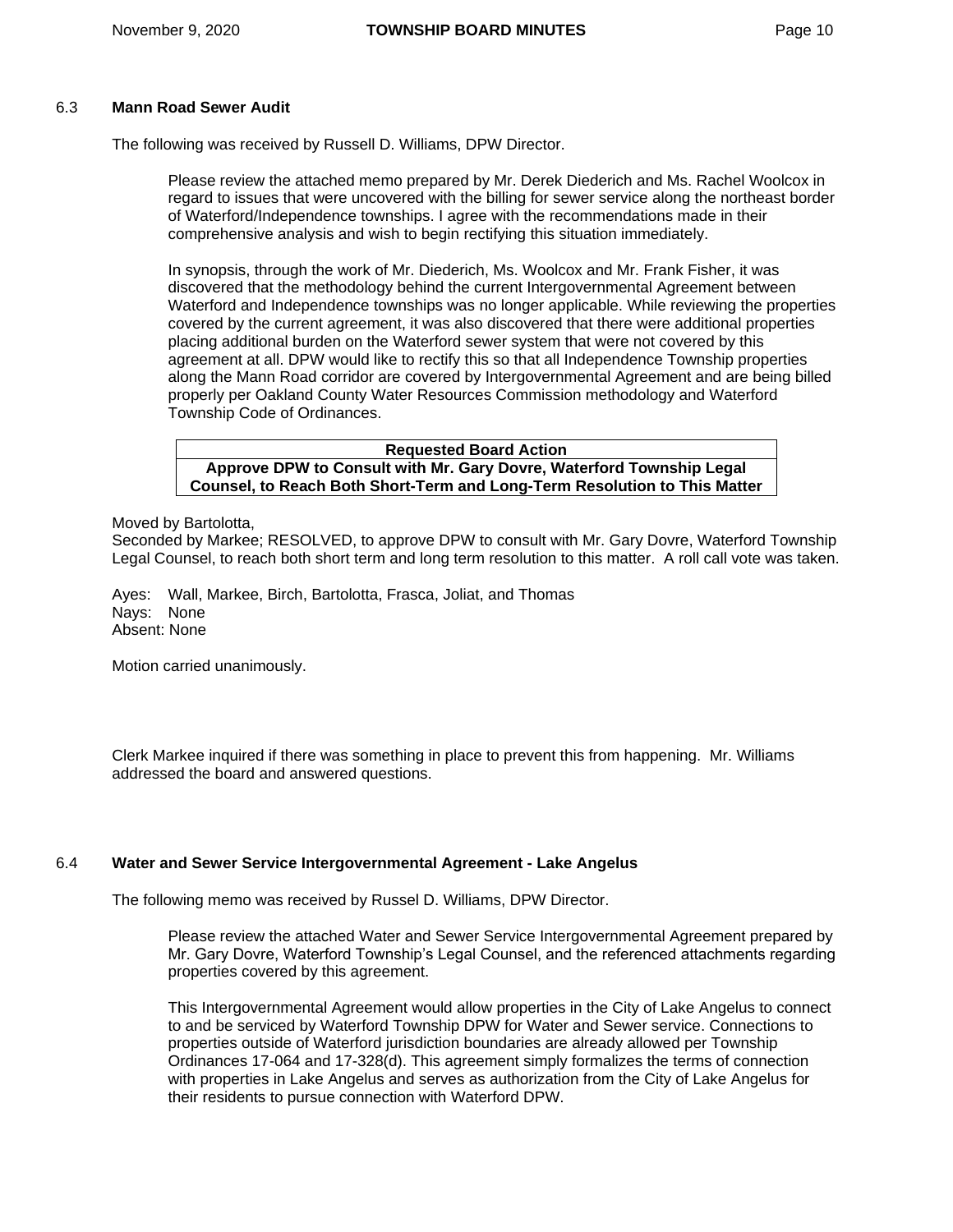### 6.3 **Mann Road Sewer Audit**

The following was received by Russell D. Williams, DPW Director.

> Please review the attached memo prepared by Mr. Derek Diederich and Ms. Rachel Woolcox in regard to issues that were uncovered with the billing for sewer service along the northeast border of Waterford/Independence townships. I agree with the recommendations made in their comprehensive analysis and wish to begin rectifying this situation immediately.
>
> In synopsis, through the work of Mr. Diederich, Ms. Woolcox and Mr. Frank Fisher, it was discovered that the methodology behind the current Intergovernmental Agreement between Waterford and Independence townships was no longer applicable. While reviewing the properties covered by the current agreement, it was also discovered that there were additional properties placing additional burden on the Waterford sewer system that were not covered by this agreement at all. DPW would like to rectify this so that all Independence Township properties along the Mann Road corridor are covered by Intergovernmental Agreement and are being billed properly per Oakland County Water Resources Commission methodology and Waterford Township Code of Ordinances.

| Requested Board Action |
|---|
| **Approve DPW to Consult with Mr. Gary Dovre, Waterford Township Legal Counsel, to Reach Both Short-Term and Long-Term Resolution to This Matter** |

Moved by Bartolotta,
Seconded by Markee; RESOLVED, to approve DPW to consult with Mr. Gary Dovre, Waterford Township Legal Counsel, to reach both short term and long term resolution to this matter. A roll call vote was taken.

Ayes: Wall, Markee, Birch, Bartolotta, Frasca, Joliat, and Thomas
Nays: None
Absent: None

Motion carried unanimously.

Clerk Markee inquired if there was something in place to prevent this from happening. Mr. Williams addressed the board and answered questions.

### 6.4 **Water and Sewer Service Intergovernmental Agreement - Lake Angelus**

The following memo was received by Russel D. Williams, DPW Director.

> Please review the attached Water and Sewer Service Intergovernmental Agreement prepared by Mr. Gary Dovre, Waterford Township's Legal Counsel, and the referenced attachments regarding properties covered by this agreement.
>
> This Intergovernmental Agreement would allow properties in the City of Lake Angelus to connect to and be serviced by Waterford Township DPW for Water and Sewer service. Connections to properties outside of Waterford jurisdiction boundaries are already allowed per Township Ordinances 17-064 and 17-328(d). This agreement simply formalizes the terms of connection with properties in Lake Angelus and serves as authorization from the City of Lake Angelus for their residents to pursue connection with Waterford DPW.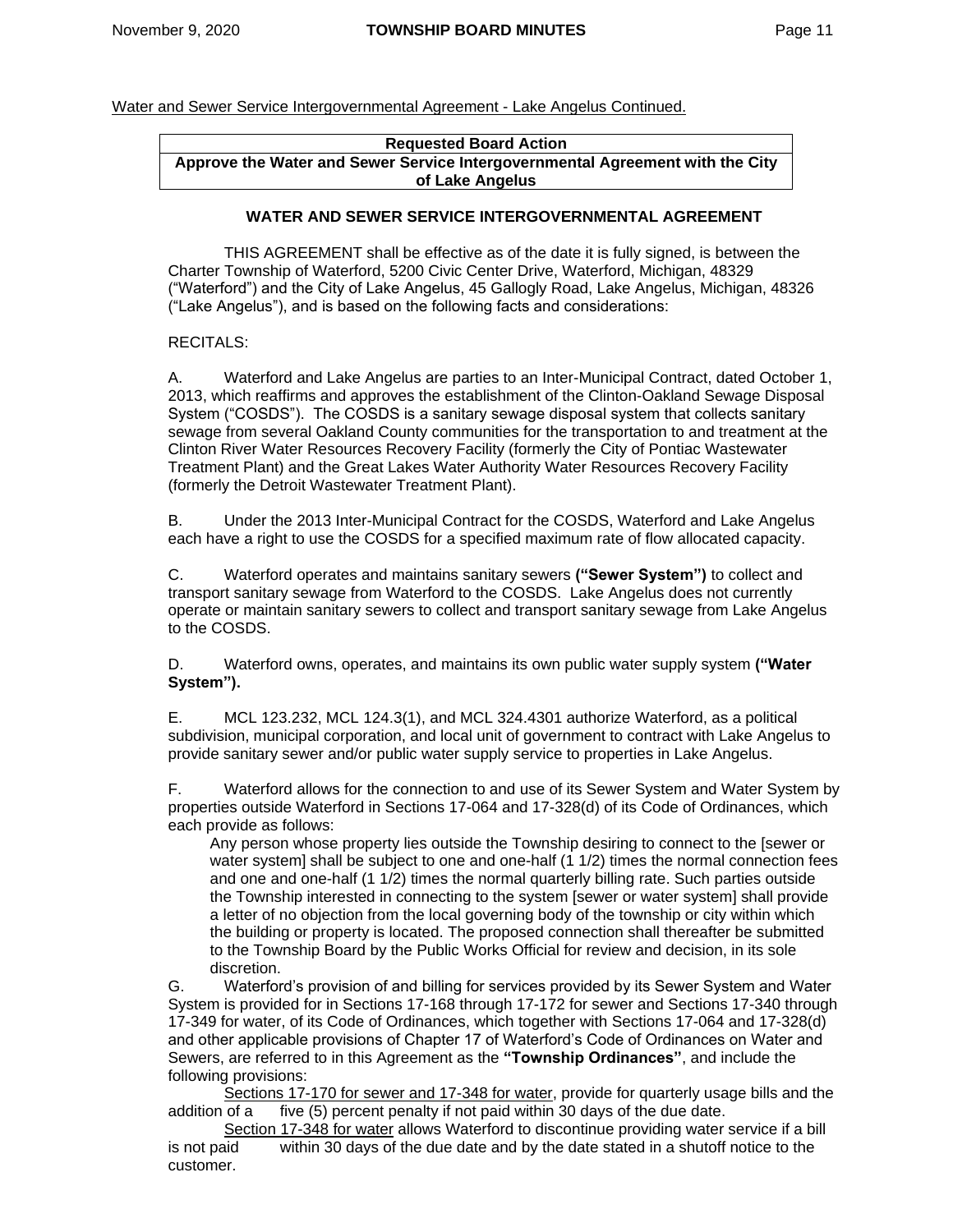Water and Sewer Service Intergovernmental Agreement - Lake Angelus Continued.

| Requested Board Action |
| --- |
| Approve the Water and Sewer Service Intergovernmental Agreement with the City of Lake Angelus |

**WATER AND SEWER SERVICE INTERGOVERNMENTAL AGREEMENT**

THIS AGREEMENT shall be effective as of the date it is fully signed, is between the Charter Township of Waterford, 5200 Civic Center Drive, Waterford, Michigan, 48329 ("Waterford") and the City of Lake Angelus, 45 Gallogly Road, Lake Angelus, Michigan, 48326 ("Lake Angelus"), and is based on the following facts and considerations:

RECITALS:

A. Waterford and Lake Angelus are parties to an Inter-Municipal Contract, dated October 1, 2013, which reaffirms and approves the establishment of the Clinton-Oakland Sewage Disposal System ("COSDS"). The COSDS is a sanitary sewage disposal system that collects sanitary sewage from several Oakland County communities for the transportation to and treatment at the Clinton River Water Resources Recovery Facility (formerly the City of Pontiac Wastewater Treatment Plant) and the Great Lakes Water Authority Water Resources Recovery Facility (formerly the Detroit Wastewater Treatment Plant).

B. Under the 2013 Inter-Municipal Contract for the COSDS, Waterford and Lake Angelus each have a right to use the COSDS for a specified maximum rate of flow allocated capacity.

C. Waterford operates and maintains sanitary sewers **("Sewer System")** to collect and transport sanitary sewage from Waterford to the COSDS. Lake Angelus does not currently operate or maintain sanitary sewers to collect and transport sanitary sewage from Lake Angelus to the COSDS.

D. Waterford owns, operates, and maintains its own public water supply system **("Water System").**

E. MCL 123.232, MCL 124.3(1), and MCL 324.4301 authorize Waterford, as a political subdivision, municipal corporation, and local unit of government to contract with Lake Angelus to provide sanitary sewer and/or public water supply service to properties in Lake Angelus.

F. Waterford allows for the connection to and use of its Sewer System and Water System by properties outside Waterford in Sections 17-064 and 17-328(d) of its Code of Ordinances, which each provide as follows:

> Any person whose property lies outside the Township desiring to connect to the [sewer or water system] shall be subject to one and one-half (1 1/2) times the normal connection fees and one and one-half (1 1/2) times the normal quarterly billing rate. Such parties outside the Township interested in connecting to the system [sewer or water system] shall provide a letter of no objection from the local governing body of the township or city within which the building or property is located. The proposed connection shall thereafter be submitted to the Township Board by the Public Works Official for review and decision, in its sole discretion.

G. Waterford's provision of and billing for services provided by its Sewer System and Water System is provided for in Sections 17-168 through 17-172 for sewer and Sections 17-340 through 17-349 for water, of its Code of Ordinances, which together with Sections 17-064 and 17-328(d) and other applicable provisions of Chapter 17 of Waterford's Code of Ordinances on Water and Sewers, are referred to in this Agreement as the **"Township Ordinances"**, and include the following provisions:

Sections 17-170 for sewer and 17-348 for water, provide for quarterly usage bills and the addition of a five (5) percent penalty if not paid within 30 days of the due date.

Section 17-348 for water allows Waterford to discontinue providing water service if a bill is not paid within 30 days of the due date and by the date stated in a shutoff notice to the customer.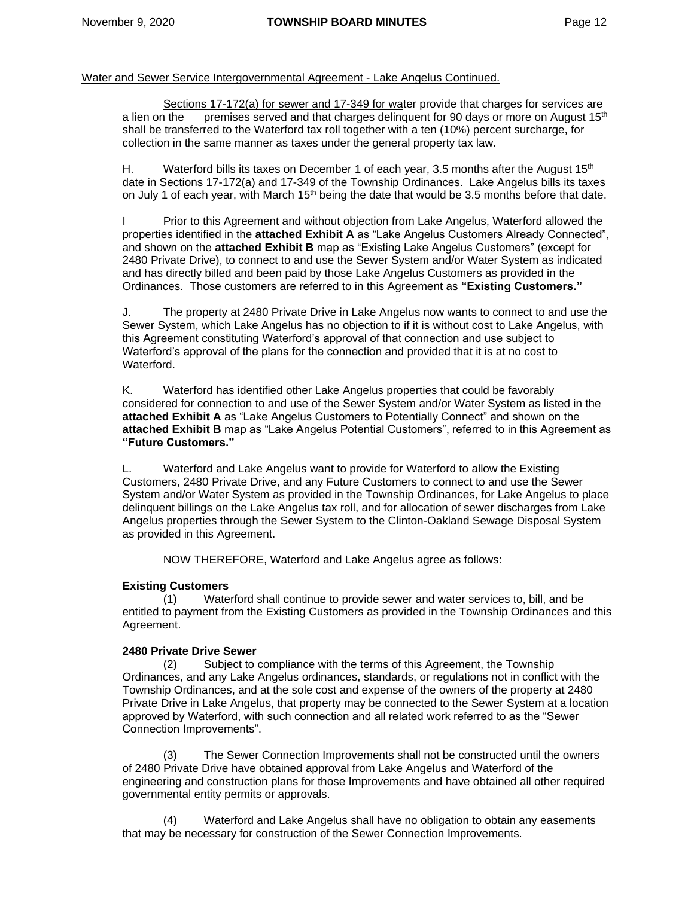Water and Sewer Service Intergovernmental Agreement - Lake Angelus Continued.

Sections 17-172(a) for sewer and 17-349 for water provide that charges for services are a lien on the premises served and that charges delinquent for 90 days or more on August 15th shall be transferred to the Waterford tax roll together with a ten (10%) percent surcharge, for collection in the same manner as taxes under the general property tax law.

H. Waterford bills its taxes on December 1 of each year, 3.5 months after the August 15th date in Sections 17-172(a) and 17-349 of the Township Ordinances. Lake Angelus bills its taxes on July 1 of each year, with March 15th being the date that would be 3.5 months before that date.

I Prior to this Agreement and without objection from Lake Angelus, Waterford allowed the properties identified in the **attached Exhibit A** as "Lake Angelus Customers Already Connected", and shown on the **attached Exhibit B** map as "Existing Lake Angelus Customers" (except for 2480 Private Drive), to connect to and use the Sewer System and/or Water System as indicated and has directly billed and been paid by those Lake Angelus Customers as provided in the Ordinances. Those customers are referred to in this Agreement as **"Existing Customers."**

J. The property at 2480 Private Drive in Lake Angelus now wants to connect to and use the Sewer System, which Lake Angelus has no objection to if it is without cost to Lake Angelus, with this Agreement constituting Waterford's approval of that connection and use subject to Waterford's approval of the plans for the connection and provided that it is at no cost to Waterford.

K. Waterford has identified other Lake Angelus properties that could be favorably considered for connection to and use of the Sewer System and/or Water System as listed in the **attached Exhibit A** as "Lake Angelus Customers to Potentially Connect" and shown on the **attached Exhibit B** map as "Lake Angelus Potential Customers", referred to in this Agreement as **"Future Customers."**

L. Waterford and Lake Angelus want to provide for Waterford to allow the Existing Customers, 2480 Private Drive, and any Future Customers to connect to and use the Sewer System and/or Water System as provided in the Township Ordinances, for Lake Angelus to place delinquent billings on the Lake Angelus tax roll, and for allocation of sewer discharges from Lake Angelus properties through the Sewer System to the Clinton-Oakland Sewage Disposal System as provided in this Agreement.

NOW THEREFORE, Waterford and Lake Angelus agree as follows:

**Existing Customers**

(1) Waterford shall continue to provide sewer and water services to, bill, and be entitled to payment from the Existing Customers as provided in the Township Ordinances and this Agreement.

**2480 Private Drive Sewer**

(2) Subject to compliance with the terms of this Agreement, the Township Ordinances, and any Lake Angelus ordinances, standards, or regulations not in conflict with the Township Ordinances, and at the sole cost and expense of the owners of the property at 2480 Private Drive in Lake Angelus, that property may be connected to the Sewer System at a location approved by Waterford, with such connection and all related work referred to as the "Sewer Connection Improvements".

(3) The Sewer Connection Improvements shall not be constructed until the owners of 2480 Private Drive have obtained approval from Lake Angelus and Waterford of the engineering and construction plans for those Improvements and have obtained all other required governmental entity permits or approvals.

(4) Waterford and Lake Angelus shall have no obligation to obtain any easements that may be necessary for construction of the Sewer Connection Improvements.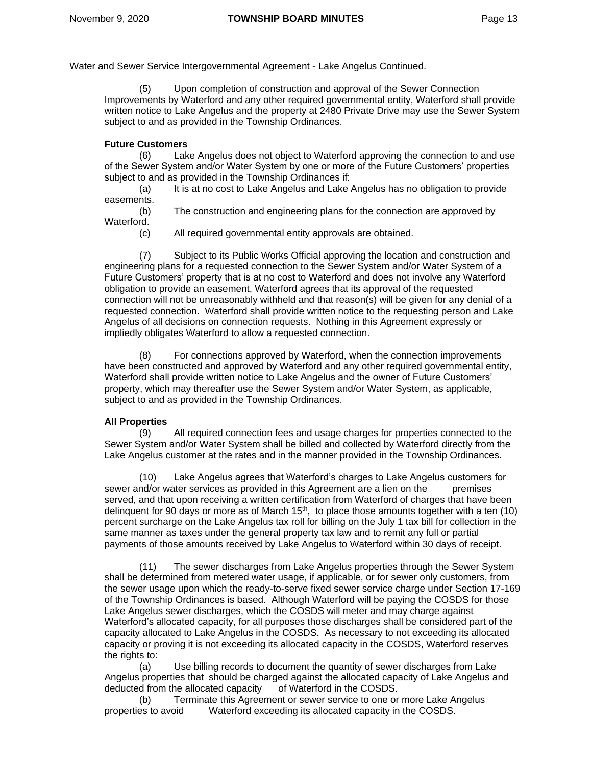Water and Sewer Service Intergovernmental Agreement - Lake Angelus Continued.

(5) Upon completion of construction and approval of the Sewer Connection Improvements by Waterford and any other required governmental entity, Waterford shall provide written notice to Lake Angelus and the property at 2480 Private Drive may use the Sewer System subject to and as provided in the Township Ordinances.

**Future Customers**

(6) Lake Angelus does not object to Waterford approving the connection to and use of the Sewer System and/or Water System by one or more of the Future Customers' properties subject to and as provided in the Township Ordinances if:

(a) It is at no cost to Lake Angelus and Lake Angelus has no obligation to provide easements.

(b) The construction and engineering plans for the connection are approved by Waterford.

(c) All required governmental entity approvals are obtained.

(7) Subject to its Public Works Official approving the location and construction and engineering plans for a requested connection to the Sewer System and/or Water System of a Future Customers' property that is at no cost to Waterford and does not involve any Waterford obligation to provide an easement, Waterford agrees that its approval of the requested connection will not be unreasonably withheld and that reason(s) will be given for any denial of a requested connection. Waterford shall provide written notice to the requesting person and Lake Angelus of all decisions on connection requests. Nothing in this Agreement expressly or impliedly obligates Waterford to allow a requested connection.

(8) For connections approved by Waterford, when the connection improvements have been constructed and approved by Waterford and any other required governmental entity, Waterford shall provide written notice to Lake Angelus and the owner of Future Customers' property, which may thereafter use the Sewer System and/or Water System, as applicable, subject to and as provided in the Township Ordinances.

**All Properties**

(9) All required connection fees and usage charges for properties connected to the Sewer System and/or Water System shall be billed and collected by Waterford directly from the Lake Angelus customer at the rates and in the manner provided in the Township Ordinances.

(10) Lake Angelus agrees that Waterford's charges to Lake Angelus customers for sewer and/or water services as provided in this Agreement are a lien on the premises served, and that upon receiving a written certification from Waterford of charges that have been delinquent for 90 days or more as of March 15th, to place those amounts together with a ten (10) percent surcharge on the Lake Angelus tax roll for billing on the July 1 tax bill for collection in the same manner as taxes under the general property tax law and to remit any full or partial payments of those amounts received by Lake Angelus to Waterford within 30 days of receipt.

(11) The sewer discharges from Lake Angelus properties through the Sewer System shall be determined from metered water usage, if applicable, or for sewer only customers, from the sewer usage upon which the ready-to-serve fixed sewer service charge under Section 17-169 of the Township Ordinances is based. Although Waterford will be paying the COSDS for those Lake Angelus sewer discharges, which the COSDS will meter and may charge against Waterford's allocated capacity, for all purposes those discharges shall be considered part of the capacity allocated to Lake Angelus in the COSDS. As necessary to not exceeding its allocated capacity or proving it is not exceeding its allocated capacity in the COSDS, Waterford reserves the rights to:

(a) Use billing records to document the quantity of sewer discharges from Lake Angelus properties that should be charged against the allocated capacity of Lake Angelus and deducted from the allocated capacity of Waterford in the COSDS.

(b) Terminate this Agreement or sewer service to one or more Lake Angelus properties to avoid Waterford exceeding its allocated capacity in the COSDS.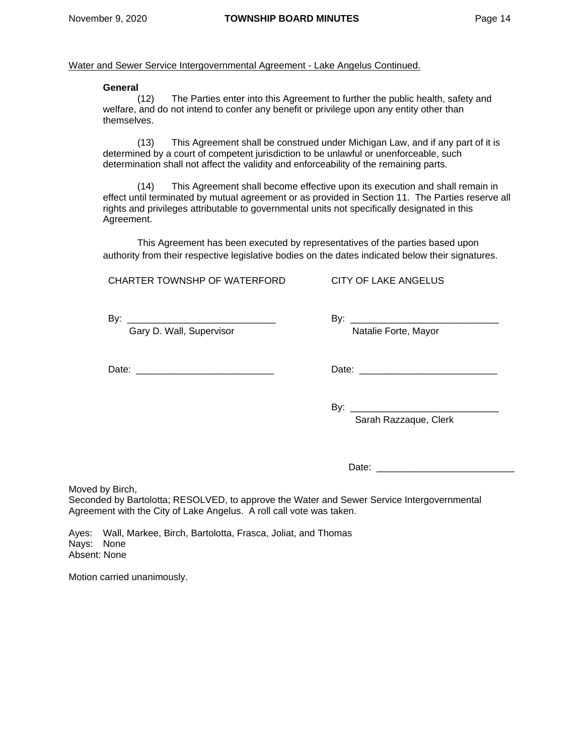Water and Sewer Service Intergovernmental Agreement - Lake Angelus Continued.

**General**

(12) The Parties enter into this Agreement to further the public health, safety and welfare, and do not intend to confer any benefit or privilege upon any entity other than themselves.

(13) This Agreement shall be construed under Michigan Law, and if any part of it is determined by a court of competent jurisdiction to be unlawful or unenforceable, such determination shall not affect the validity and enforceability of the remaining parts.

(14) This Agreement shall become effective upon its execution and shall remain in effect until terminated by mutual agreement or as provided in Section 11. The Parties reserve all rights and privileges attributable to governmental units not specifically designated in this Agreement.

This Agreement has been executed by representatives of the parties based upon authority from their respective legislative bodies on the dates indicated below their signatures.

CHARTER TOWNSHP OF WATERFORD

By: ___________________________
Gary D. Wall, Supervisor

Date: _________________________

CITY OF LAKE ANGELUS

By: ___________________________
Natalie Forte, Mayor

Date: _________________________

By: ___________________________
Sarah Razzaque, Clerk

Date: _________________________

Moved by Birch,
Seconded by Bartolotta; RESOLVED, to approve the Water and Sewer Service Intergovernmental Agreement with the City of Lake Angelus. A roll call vote was taken.

Ayes: Wall, Markee, Birch, Bartolotta, Frasca, Joliat, and Thomas
Nays: None
Absent: None

Motion carried unanimously.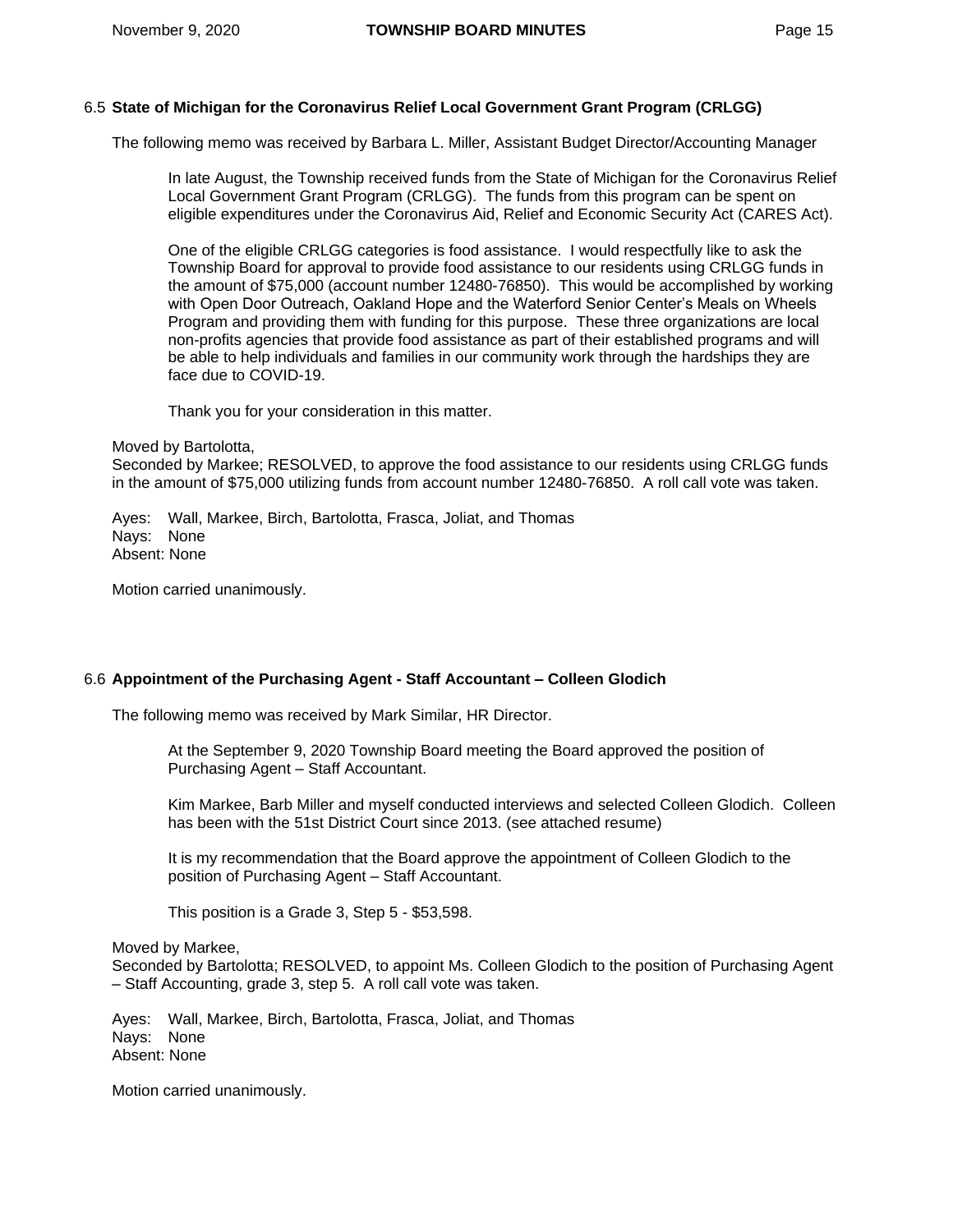### 6.5 State of Michigan for the Coronavirus Relief Local Government Grant Program (CRLGG)

The following memo was received by Barbara L. Miller, Assistant Budget Director/Accounting Manager

> In late August, the Township received funds from the State of Michigan for the Coronavirus Relief Local Government Grant Program (CRLGG). The funds from this program can be spent on eligible expenditures under the Coronavirus Aid, Relief and Economic Security Act (CARES Act).
>
> One of the eligible CRLGG categories is food assistance. I would respectfully like to ask the Township Board for approval to provide food assistance to our residents using CRLGG funds in the amount of $75,000 (account number 12480-76850). This would be accomplished by working with Open Door Outreach, Oakland Hope and the Waterford Senior Center's Meals on Wheels Program and providing them with funding for this purpose. These three organizations are local non-profits agencies that provide food assistance as part of their established programs and will be able to help individuals and families in our community work through the hardships they are face due to COVID-19.
>
> Thank you for your consideration in this matter.

Moved by Bartolotta,
Seconded by Markee; RESOLVED, to approve the food assistance to our residents using CRLGG funds in the amount of $75,000 utilizing funds from account number 12480-76850. A roll call vote was taken.

Ayes: Wall, Markee, Birch, Bartolotta, Frasca, Joliat, and Thomas
Nays: None
Absent: None

Motion carried unanimously.

### 6.6 Appointment of the Purchasing Agent - Staff Accountant – Colleen Glodich

The following memo was received by Mark Similar, HR Director.

> At the September 9, 2020 Township Board meeting the Board approved the position of Purchasing Agent – Staff Accountant.
>
> Kim Markee, Barb Miller and myself conducted interviews and selected Colleen Glodich. Colleen has been with the 51st District Court since 2013. (see attached resume)
>
> It is my recommendation that the Board approve the appointment of Colleen Glodich to the position of Purchasing Agent – Staff Accountant.
>
> This position is a Grade 3, Step 5 - $53,598.

Moved by Markee,
Seconded by Bartolotta; RESOLVED, to appoint Ms. Colleen Glodich to the position of Purchasing Agent – Staff Accounting, grade 3, step 5. A roll call vote was taken.

Ayes: Wall, Markee, Birch, Bartolotta, Frasca, Joliat, and Thomas
Nays: None
Absent: None

Motion carried unanimously.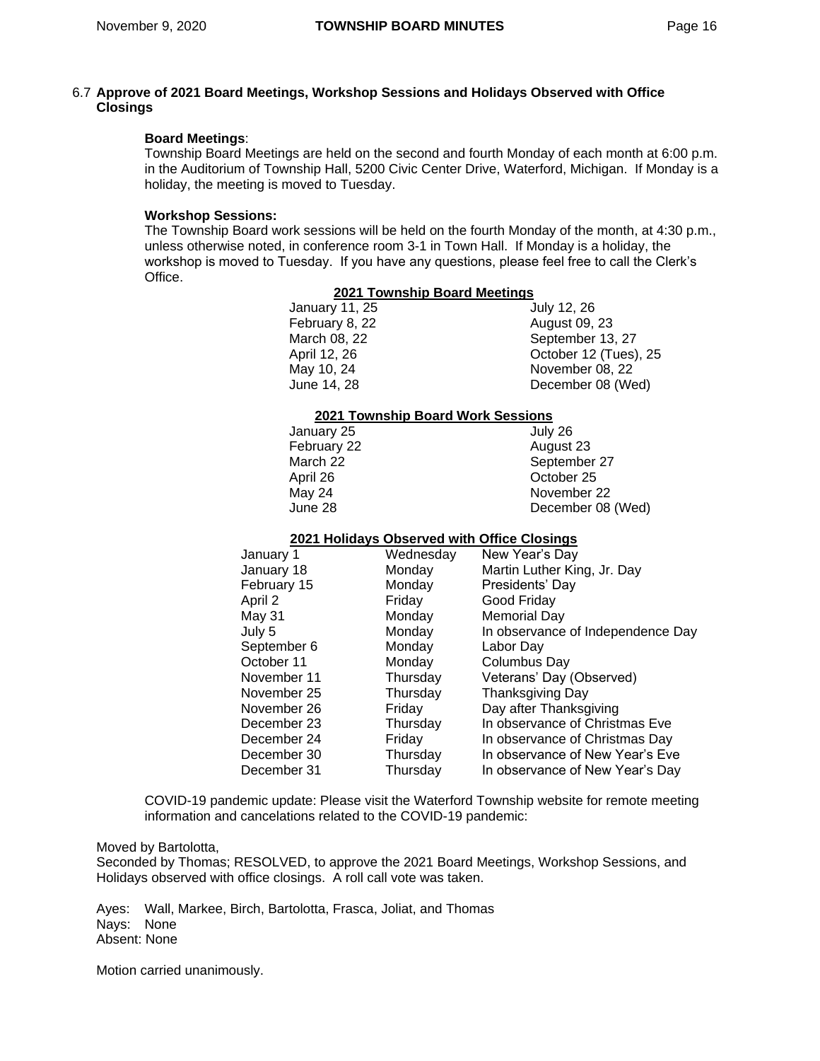6.7 **Approve of 2021 Board Meetings, Workshop Sessions and Holidays Observed with Office Closings**

**Board Meetings**:
Township Board Meetings are held on the second and fourth Monday of each month at 6:00 p.m. in the Auditorium of Township Hall, 5200 Civic Center Drive, Waterford, Michigan. If Monday is a holiday, the meeting is moved to Tuesday.

**Workshop Sessions:**
The Township Board work sessions will be held on the fourth Monday of the month, at 4:30 p.m., unless otherwise noted, in conference room 3-1 in Town Hall. If Monday is a holiday, the workshop is moved to Tuesday. If you have any questions, please feel free to call the Clerk's Office.

**2021 Township Board Meetings**

| | |
|---|---|
| January 11, 25 | July 12, 26 |
| February 8, 22 | August 09, 23 |
| March 08, 22 | September 13, 27 |
| April 12, 26 | October 12 (Tues), 25 |
| May 10, 24 | November 08, 22 |
| June 14, 28 | December 08 (Wed) |

**2021 Township Board Work Sessions**

| | |
|---|---|
| January 25 | July 26 |
| February 22 | August 23 |
| March 22 | September 27 |
| April 26 | October 25 |
| May 24 | November 22 |
| June 28 | December 08 (Wed) |

**2021 Holidays Observed with Office Closings**

| | | |
|---|---|---|
| January 1 | Wednesday | New Year's Day |
| January 18 | Monday | Martin Luther King, Jr. Day |
| February 15 | Monday | Presidents' Day |
| April 2 | Friday | Good Friday |
| May 31 | Monday | Memorial Day |
| July 5 | Monday | In observance of Independence Day |
| September 6 | Monday | Labor Day |
| October 11 | Monday | Columbus Day |
| November 11 | Thursday | Veterans' Day (Observed) |
| November 25 | Thursday | Thanksgiving Day |
| November 26 | Friday | Day after Thanksgiving |
| December 23 | Thursday | In observance of Christmas Eve |
| December 24 | Friday | In observance of Christmas Day |
| December 30 | Thursday | In observance of New Year's Eve |
| December 31 | Thursday | In observance of New Year's Day |

COVID-19 pandemic update: Please visit the Waterford Township website for remote meeting information and cancelations related to the COVID-19 pandemic:

Moved by Bartolotta,
Seconded by Thomas; RESOLVED, to approve the 2021 Board Meetings, Workshop Sessions, and Holidays observed with office closings. A roll call vote was taken.

Ayes: Wall, Markee, Birch, Bartolotta, Frasca, Joliat, and Thomas
Nays: None
Absent: None

Motion carried unanimously.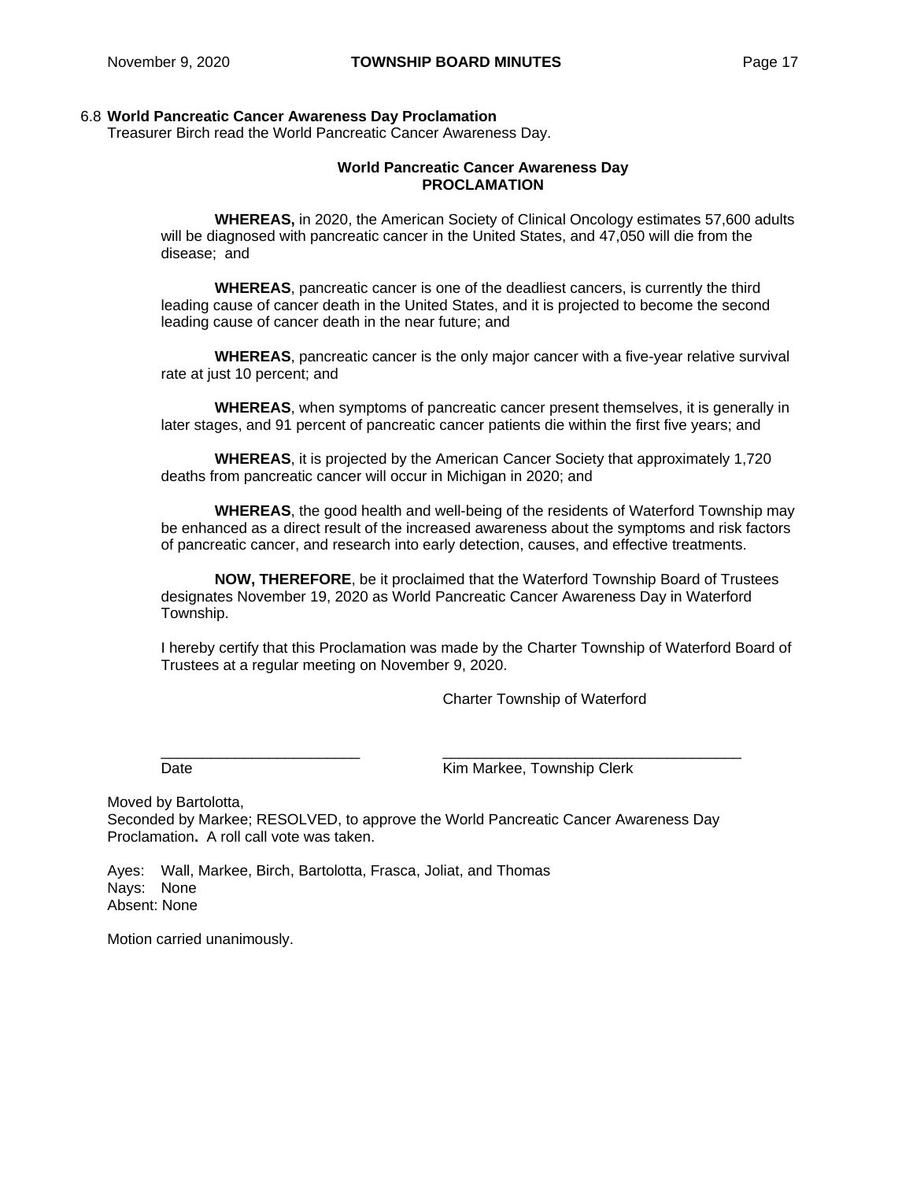### 6.8 **World Pancreatic Cancer Awareness Day Proclamation**

Treasurer Birch read the World Pancreatic Cancer Awareness Day.

**World Pancreatic Cancer Awareness Day**
**PROCLAMATION**

**WHEREAS,** in 2020, the American Society of Clinical Oncology estimates 57,600 adults will be diagnosed with pancreatic cancer in the United States, and 47,050 will die from the disease; and

**WHEREAS**, pancreatic cancer is one of the deadliest cancers, is currently the third leading cause of cancer death in the United States, and it is projected to become the second leading cause of cancer death in the near future; and

**WHEREAS**, pancreatic cancer is the only major cancer with a five-year relative survival rate at just 10 percent; and

**WHEREAS**, when symptoms of pancreatic cancer present themselves, it is generally in later stages, and 91 percent of pancreatic cancer patients die within the first five years; and

**WHEREAS**, it is projected by the American Cancer Society that approximately 1,720 deaths from pancreatic cancer will occur in Michigan in 2020; and

**WHEREAS**, the good health and well-being of the residents of Waterford Township may be enhanced as a direct result of the increased awareness about the symptoms and risk factors of pancreatic cancer, and research into early detection, causes, and effective treatments.

**NOW, THEREFORE**, be it proclaimed that the Waterford Township Board of Trustees designates November 19, 2020 as World Pancreatic Cancer Awareness Day in Waterford Township.

I hereby certify that this Proclamation was made by the Charter Township of Waterford Board of Trustees at a regular meeting on November 9, 2020.

Charter Township of Waterford

\_\_\_\_\_\_\_\_\_\_\_\_\_\_\_\_\_\_\_\_\_\_\_\_ \_\_\_\_\_\_\_\_\_\_\_\_\_\_\_\_\_\_\_\_\_\_\_\_\_\_\_\_\_\_\_\_\_\_\_\_
Date Kim Markee, Township Clerk

Moved by Bartolotta,
Seconded by Markee; RESOLVED, to approve the World Pancreatic Cancer Awareness Day Proclamation**.** A roll call vote was taken.

Ayes: Wall, Markee, Birch, Bartolotta, Frasca, Joliat, and Thomas
Nays: None
Absent: None

Motion carried unanimously.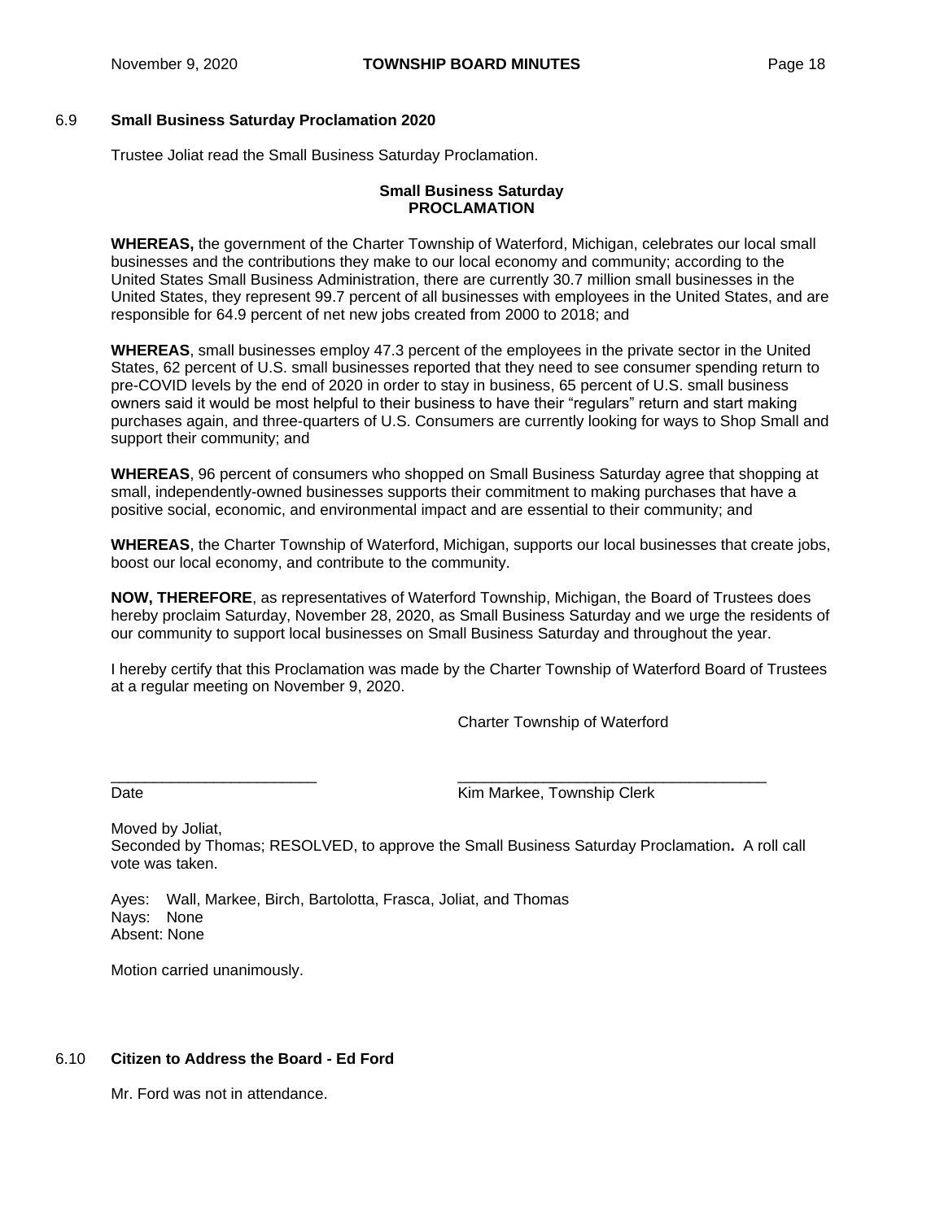## 6.9 Small Business Saturday Proclamation 2020

Trustee Joliat read the Small Business Saturday Proclamation.

**Small Business Saturday**
**PROCLAMATION**

**WHEREAS,** the government of the Charter Township of Waterford, Michigan, celebrates our local small businesses and the contributions they make to our local economy and community; according to the United States Small Business Administration, there are currently 30.7 million small businesses in the United States, they represent 99.7 percent of all businesses with employees in the United States, and are responsible for 64.9 percent of net new jobs created from 2000 to 2018; and

**WHEREAS**, small businesses employ 47.3 percent of the employees in the private sector in the United States, 62 percent of U.S. small businesses reported that they need to see consumer spending return to pre-COVID levels by the end of 2020 in order to stay in business, 65 percent of U.S. small business owners said it would be most helpful to their business to have their "regulars" return and start making purchases again, and three-quarters of U.S. Consumers are currently looking for ways to Shop Small and support their community; and

**WHEREAS**, 96 percent of consumers who shopped on Small Business Saturday agree that shopping at small, independently-owned businesses supports their commitment to making purchases that have a positive social, economic, and environmental impact and are essential to their community; and

**WHEREAS**, the Charter Township of Waterford, Michigan, supports our local businesses that create jobs, boost our local economy, and contribute to the community.

**NOW, THEREFORE**, as representatives of Waterford Township, Michigan, the Board of Trustees does hereby proclaim Saturday, November 28, 2020, as Small Business Saturday and we urge the residents of our community to support local businesses on Small Business Saturday and throughout the year.

I hereby certify that this Proclamation was made by the Charter Township of Waterford Board of Trustees at a regular meeting on November 9, 2020.

Charter Township of Waterford

________________________ ____________________________________
Date Kim Markee, Township Clerk

Moved by Joliat,
Seconded by Thomas; RESOLVED, to approve the Small Business Saturday Proclamation**.** A roll call vote was taken.

Ayes: Wall, Markee, Birch, Bartolotta, Frasca, Joliat, and Thomas
Nays: None
Absent: None

Motion carried unanimously.

## 6.10 Citizen to Address the Board - Ed Ford

Mr. Ford was not in attendance.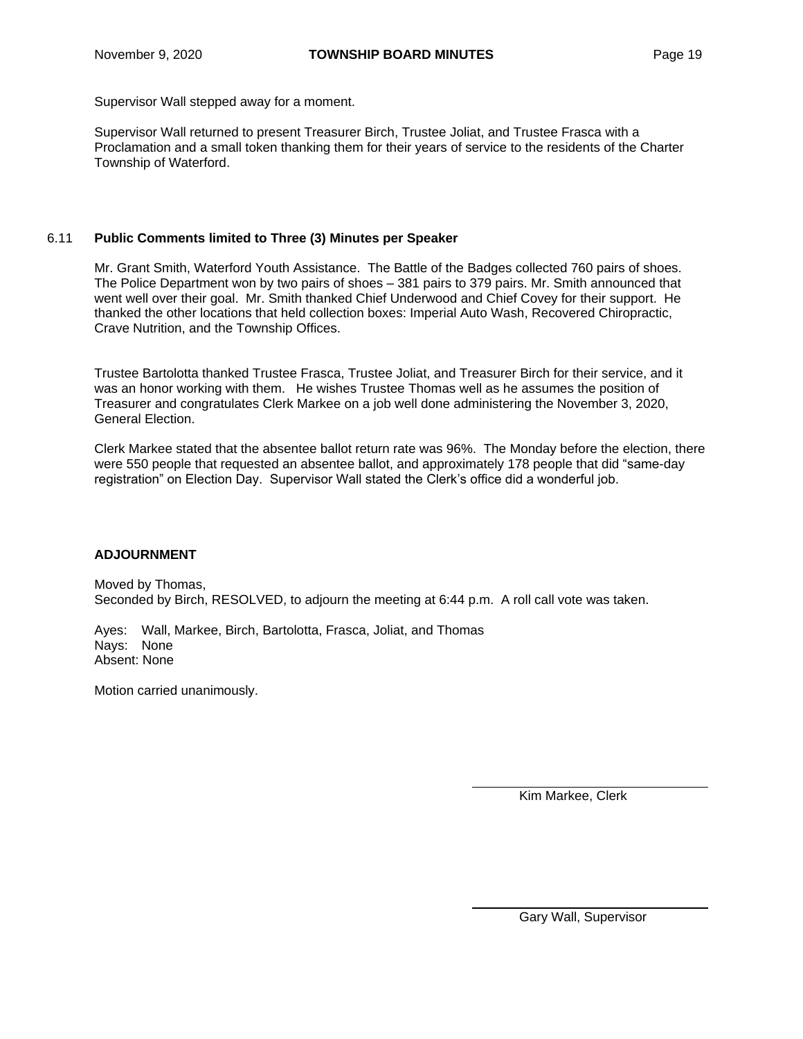Supervisor Wall stepped away for a moment.

Supervisor Wall returned to present Treasurer Birch, Trustee Joliat, and Trustee Frasca with a Proclamation and a small token thanking them for their years of service to the residents of the Charter Township of Waterford.

### 6.11 Public Comments limited to Three (3) Minutes per Speaker

Mr. Grant Smith, Waterford Youth Assistance. The Battle of the Badges collected 760 pairs of shoes. The Police Department won by two pairs of shoes – 381 pairs to 379 pairs. Mr. Smith announced that went well over their goal. Mr. Smith thanked Chief Underwood and Chief Covey for their support. He thanked the other locations that held collection boxes: Imperial Auto Wash, Recovered Chiropractic, Crave Nutrition, and the Township Offices.

Trustee Bartolotta thanked Trustee Frasca, Trustee Joliat, and Treasurer Birch for their service, and it was an honor working with them. He wishes Trustee Thomas well as he assumes the position of Treasurer and congratulates Clerk Markee on a job well done administering the November 3, 2020, General Election.

Clerk Markee stated that the absentee ballot return rate was 96%. The Monday before the election, there were 550 people that requested an absentee ballot, and approximately 178 people that did "same-day registration" on Election Day. Supervisor Wall stated the Clerk's office did a wonderful job.

### ADJOURNMENT

Moved by Thomas,
Seconded by Birch, RESOLVED, to adjourn the meeting at 6:44 p.m. A roll call vote was taken.

Ayes: Wall, Markee, Birch, Bartolotta, Frasca, Joliat, and Thomas
Nays: None
Absent: None

Motion carried unanimously.

\_\_\_\_\_\_\_\_\_\_\_\_\_\_\_\_\_\_\_\_\_\_\_\_\_\_\_\_
Kim Markee, Clerk

\_\_\_\_\_\_\_\_\_\_\_\_\_\_\_\_\_\_\_\_\_\_\_\_\_\_\_\_
Gary Wall, Supervisor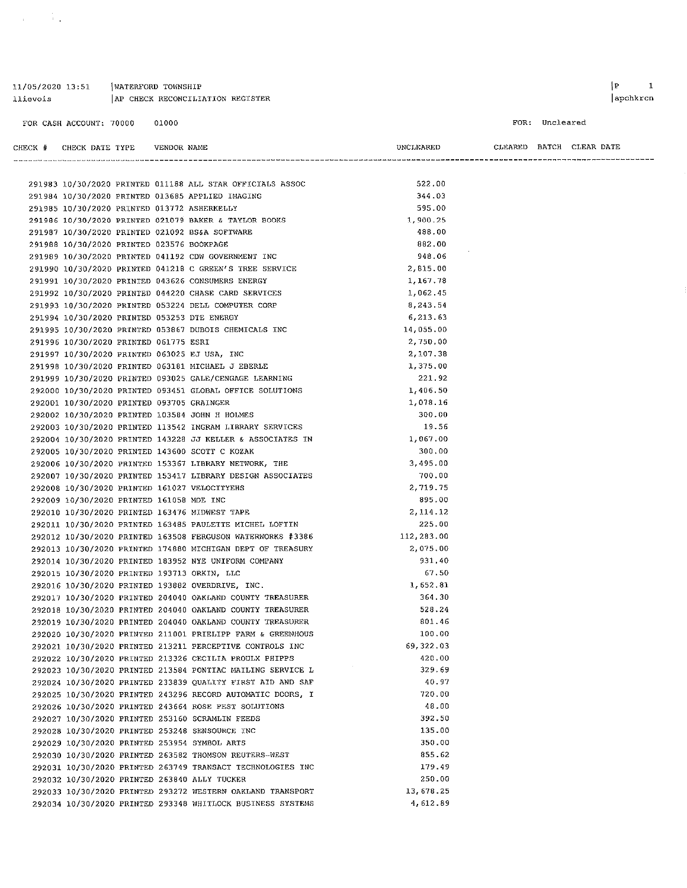11/05/2020 13:51 | WATERFORD TOWNSHIP

llievois | AP CHECK RECONCILIATION REGISTER

FOR CASH ACCOUNT: 70000 01000

FOR: Uncleared

| CHECK # | CHECK DATE | TYPE | VENDOR NAME | UNCLEARED | CLEARED | BATCH | CLEAR DATE |
|---|---|---|---|---|---|---|---|
| 291983 | 10/30/2020 | PRINTED | 011188 ALL STAR OFFICIALS ASSOC | 522.00 | | | |
| 291984 | 10/30/2020 | PRINTED | 013685 APPLIED IMAGING | 344.03 | | | |
| 291985 | 10/30/2020 | PRINTED | 013772 ASHERKELLY | 595.00 | | | |
| 291986 | 10/30/2020 | PRINTED | 021079 BAKER & TAYLOR BOOKS | 1,900.25 | | | |
| 291987 | 10/30/2020 | PRINTED | 021092 BS&A SOFTWARE | 488.00 | | | |
| 291988 | 10/30/2020 | PRINTED | 023576 BOOKPAGE | 882.00 | | | |
| 291989 | 10/30/2020 | PRINTED | 041192 CDW GOVERNMENT INC | 948.06 | | | |
| 291990 | 10/30/2020 | PRINTED | 041218 C GREEN'S TREE SERVICE | 2,815.00 | | | |
| 291991 | 10/30/2020 | PRINTED | 043626 CONSUMERS ENERGY | 1,167.78 | | | |
| 291992 | 10/30/2020 | PRINTED | 044220 CHASE CARD SERVICES | 1,062.45 | | | |
| 291993 | 10/30/2020 | PRINTED | 053224 DELL COMPUTER CORP | 8,243.54 | | | |
| 291994 | 10/30/2020 | PRINTED | 053253 DTE ENERGY | 6,213.63 | | | |
| 291995 | 10/30/2020 | PRINTED | 053867 DUBOIS CHEMICALS INC | 14,055.00 | | | |
| 291996 | 10/30/2020 | PRINTED | 061775 ESRI | 2,750.00 | | | |
| 291997 | 10/30/2020 | PRINTED | 063025 EJ USA, INC | 2,107.38 | | | |
| 291998 | 10/30/2020 | PRINTED | 063181 MICHAEL J EBERLE | 1,375.00 | | | |
| 291999 | 10/30/2020 | PRINTED | 093025 GALE/CENGAGE LEARNING | 221.92 | | | |
| 292000 | 10/30/2020 | PRINTED | 093451 GLOBAL OFFICE SOLUTIONS | 1,406.50 | | | |
| 292001 | 10/30/2020 | PRINTED | 093705 GRAINGER | 1,078.16 | | | |
| 292002 | 10/30/2020 | PRINTED | 103584 JOHN H HOLMES | 300.00 | | | |
| 292003 | 10/30/2020 | PRINTED | 113542 INGRAM LIBRARY SERVICES | 19.56 | | | |
| 292004 | 10/30/2020 | PRINTED | 143228 JJ KELLER & ASSOCIATES IN | 1,067.00 | | | |
| 292005 | 10/30/2020 | PRINTED | 143600 SCOTT C KOZAK | 300.00 | | | |
| 292006 | 10/30/2020 | PRINTED | 153367 LIBRARY NETWORK, THE | 3,495.00 | | | |
| 292007 | 10/30/2020 | PRINTED | 153417 LIBRARY DESIGN ASSOCIATES | 700.00 | | | |
| 292008 | 10/30/2020 | PRINTED | 161027 VELOCITYEHS | 2,719.75 | | | |
| 292009 | 10/30/2020 | PRINTED | 161058 MDE INC | 895.00 | | | |
| 292010 | 10/30/2020 | PRINTED | 163476 MIDWEST TAPE | 2,114.12 | | | |
| 292011 | 10/30/2020 | PRINTED | 163485 PAULETTE MICHEL LOFTIN | 225.00 | | | |
| 292012 | 10/30/2020 | PRINTED | 163508 FERGUSON WATERWORKS #3386 | 112,283.00 | | | |
| 292013 | 10/30/2020 | PRINTED | 174880 MICHIGAN DEPT OF TREASURY | 2,075.00 | | | |
| 292014 | 10/30/2020 | PRINTED | 183952 NYE UNIFORM COMPANY | 931.40 | | | |
| 292015 | 10/30/2020 | PRINTED | 193713 ORKIN, LLC | 67.50 | | | |
| 292016 | 10/30/2020 | PRINTED | 193882 OVERDRIVE, INC. | 1,652.81 | | | |
| 292017 | 10/30/2020 | PRINTED | 204040 OAKLAND COUNTY TREASURER | 364.30 | | | |
| 292018 | 10/30/2020 | PRINTED | 204040 OAKLAND COUNTY TREASURER | 528.24 | | | |
| 292019 | 10/30/2020 | PRINTED | 204040 OAKLAND COUNTY TREASURER | 801.46 | | | |
| 292020 | 10/30/2020 | PRINTED | 211001 PRIELIPP FARM & GREENHOUS | 100.00 | | | |
| 292021 | 10/30/2020 | PRINTED | 213211 PERCEPTIVE CONTROLS INC | 69,322.03 | | | |
| 292022 | 10/30/2020 | PRINTED | 213326 CECILIA PROULX PHIPPS | 420.00 | | | |
| 292023 | 10/30/2020 | PRINTED | 213584 PONTIAC MAILING SERVICE L | 329.69 | | | |
| 292024 | 10/30/2020 | PRINTED | 233839 QUALITY FIRST AID AND SAF | 40.97 | | | |
| 292025 | 10/30/2020 | PRINTED | 243296 RECORD AUTOMATIC DOORS, I | 720.00 | | | |
| 292026 | 10/30/2020 | PRINTED | 243664 ROSE PEST SOLUTIONS | 48.00 | | | |
| 292027 | 10/30/2020 | PRINTED | 253160 SCRAMLIN FEEDS | 392.50 | | | |
| 292028 | 10/30/2020 | PRINTED | 253248 SENSOURCE INC | 135.00 | | | |
| 292029 | 10/30/2020 | PRINTED | 253954 SYMBOL ARTS | 350.00 | | | |
| 292030 | 10/30/2020 | PRINTED | 263582 THOMSON REUTERS-WEST | 855.62 | | | |
| 292031 | 10/30/2020 | PRINTED | 263749 TRANSACT TECHNOLOGIES INC | 179.49 | | | |
| 292032 | 10/30/2020 | PRINTED | 263840 ALLY TUCKER | 250.00 | | | |
| 292033 | 10/30/2020 | PRINTED | 293272 WESTERN OAKLAND TRANSPORT | 13,678.25 | | | |
| 292034 | 10/30/2020 | PRINTED | 293348 WHITLOCK BUSINESS SYSTEMS | 4,612.89 | | | |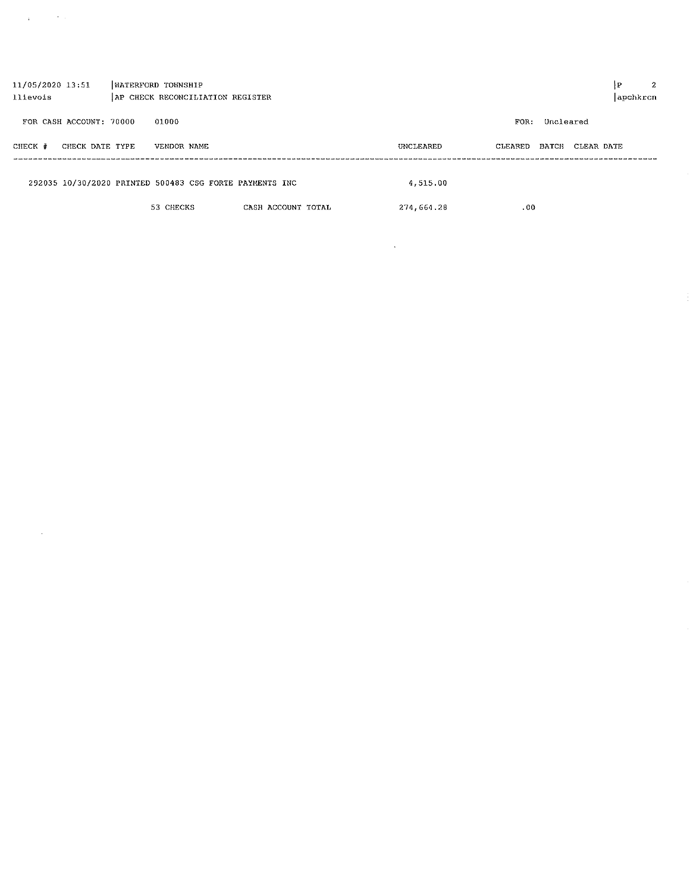11/05/2020 13:51 | WATERFORD TOWNSHIP
llievois | AP CHECK RECONCILIATION REGISTER

FOR CASH ACCOUNT: 70000 01000 FOR: Uncleared

| CHECK # | CHECK DATE | TYPE | VENDOR NAME | | UNCLEARED | CLEARED | BATCH | CLEAR DATE |
|---|---|---|---|---|---|---|---|---|
| 292035 | 10/30/2020 | PRINTED | 500483 CSG FORTE PAYMENTS INC | | 4,515.00 | | | |
| | | 53 CHECKS | | CASH ACCOUNT TOTAL | 274,664.28 | .00 | | |